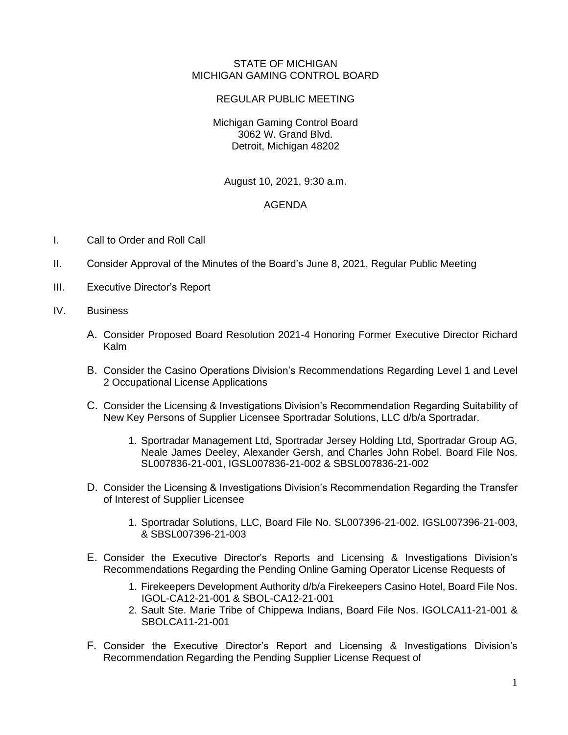STATE OF MICHIGAN
MICHIGAN GAMING CONTROL BOARD

REGULAR PUBLIC MEETING

Michigan Gaming Control Board
3062 W. Grand Blvd.
Detroit, Michigan 48202

August 10, 2021, 9:30 a.m.

## AGENDA

I. Call to Order and Roll Call

II. Consider Approval of the Minutes of the Board's June 8, 2021, Regular Public Meeting

III. Executive Director's Report

IV. Business

A. Consider Proposed Board Resolution 2021-4 Honoring Former Executive Director Richard Kalm

B. Consider the Casino Operations Division's Recommendations Regarding Level 1 and Level 2 Occupational License Applications

C. Consider the Licensing & Investigations Division's Recommendation Regarding Suitability of New Key Persons of Supplier Licensee Sportradar Solutions, LLC d/b/a Sportradar.

1. Sportradar Management Ltd, Sportradar Jersey Holding Ltd, Sportradar Group AG, Neale James Deeley, Alexander Gersh, and Charles John Robel. Board File Nos. SL007836-21-001, IGSL007836-21-002 & SBSL007836-21-002

D. Consider the Licensing & Investigations Division's Recommendation Regarding the Transfer of Interest of Supplier Licensee

1. Sportradar Solutions, LLC, Board File No. SL007396-21-002. IGSL007396-21-003, & SBSL007396-21-003

E. Consider the Executive Director's Reports and Licensing & Investigations Division's Recommendations Regarding the Pending Online Gaming Operator License Requests of

1. Firekeepers Development Authority d/b/a Firekeepers Casino Hotel, Board File Nos. IGOL-CA12-21-001 & SBOL-CA12-21-001
2. Sault Ste. Marie Tribe of Chippewa Indians, Board File Nos. IGOLCA11-21-001 & SBOLCA11-21-001

F. Consider the Executive Director's Report and Licensing & Investigations Division's Recommendation Regarding the Pending Supplier License Request of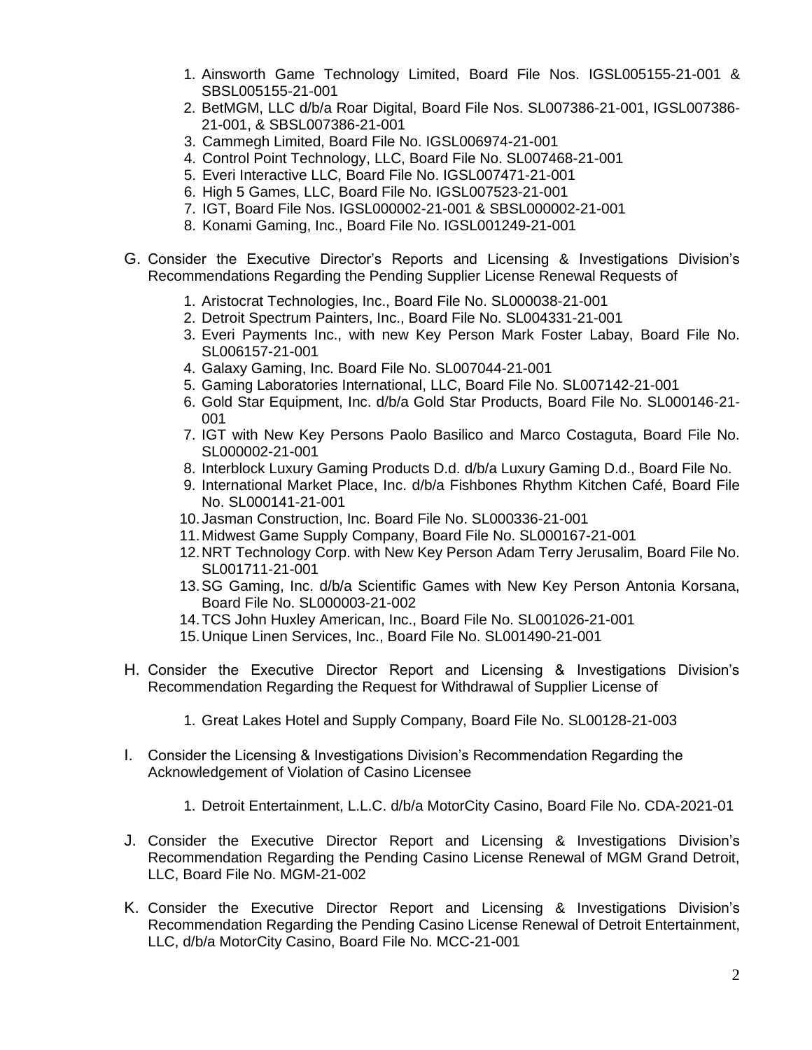1. Ainsworth Game Technology Limited, Board File Nos. IGSL005155-21-001 & SBSL005155-21-001
2. BetMGM, LLC d/b/a Roar Digital, Board File Nos. SL007386-21-001, IGSL007386-21-001, & SBSL007386-21-001
3. Cammegh Limited, Board File No. IGSL006974-21-001
4. Control Point Technology, LLC, Board File No. SL007468-21-001
5. Everi Interactive LLC, Board File No. IGSL007471-21-001
6. High 5 Games, LLC, Board File No. IGSL007523-21-001
7. IGT, Board File Nos. IGSL000002-21-001 & SBSL000002-21-001
8. Konami Gaming, Inc., Board File No. IGSL001249-21-001

G. Consider the Executive Director's Reports and Licensing & Investigations Division's Recommendations Regarding the Pending Supplier License Renewal Requests of

1. Aristocrat Technologies, Inc., Board File No. SL000038-21-001
2. Detroit Spectrum Painters, Inc., Board File No. SL004331-21-001
3. Everi Payments Inc., with new Key Person Mark Foster Labay, Board File No. SL006157-21-001
4. Galaxy Gaming, Inc. Board File No. SL007044-21-001
5. Gaming Laboratories International, LLC, Board File No. SL007142-21-001
6. Gold Star Equipment, Inc. d/b/a Gold Star Products, Board File No. SL000146-21-001
7. IGT with New Key Persons Paolo Basilico and Marco Costaguta, Board File No. SL000002-21-001
8. Interblock Luxury Gaming Products D.d. d/b/a Luxury Gaming D.d., Board File No.
9. International Market Place, Inc. d/b/a Fishbones Rhythm Kitchen Café, Board File No. SL000141-21-001
10. Jasman Construction, Inc. Board File No. SL000336-21-001
11. Midwest Game Supply Company, Board File No. SL000167-21-001
12. NRT Technology Corp. with New Key Person Adam Terry Jerusalim, Board File No. SL001711-21-001
13. SG Gaming, Inc. d/b/a Scientific Games with New Key Person Antonia Korsana, Board File No. SL000003-21-002
14. TCS John Huxley American, Inc., Board File No. SL001026-21-001
15. Unique Linen Services, Inc., Board File No. SL001490-21-001

H. Consider the Executive Director Report and Licensing & Investigations Division's Recommendation Regarding the Request for Withdrawal of Supplier License of

1. Great Lakes Hotel and Supply Company, Board File No. SL00128-21-003

I. Consider the Licensing & Investigations Division's Recommendation Regarding the Acknowledgement of Violation of Casino Licensee

1. Detroit Entertainment, L.L.C. d/b/a MotorCity Casino, Board File No. CDA-2021-01

J. Consider the Executive Director Report and Licensing & Investigations Division's Recommendation Regarding the Pending Casino License Renewal of MGM Grand Detroit, LLC, Board File No. MGM-21-002

K. Consider the Executive Director Report and Licensing & Investigations Division's Recommendation Regarding the Pending Casino License Renewal of Detroit Entertainment, LLC, d/b/a MotorCity Casino, Board File No. MCC-21-001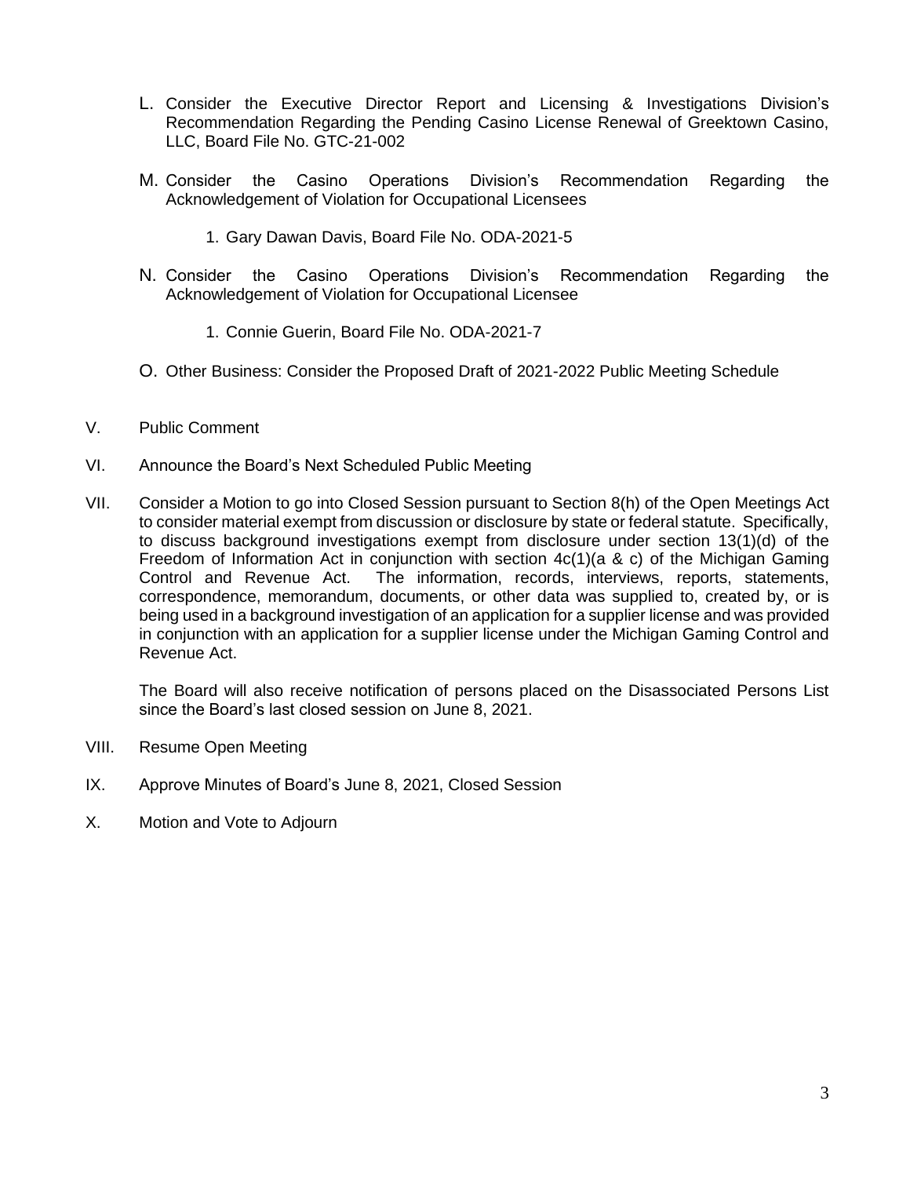L. Consider the Executive Director Report and Licensing & Investigations Division's Recommendation Regarding the Pending Casino License Renewal of Greektown Casino, LLC, Board File No. GTC-21-002

M. Consider the Casino Operations Division's Recommendation Regarding the Acknowledgement of Violation for Occupational Licensees

   1. Gary Dawan Davis, Board File No. ODA-2021-5

N. Consider the Casino Operations Division's Recommendation Regarding the Acknowledgement of Violation for Occupational Licensee

   1. Connie Guerin, Board File No. ODA-2021-7

O. Other Business: Consider the Proposed Draft of 2021-2022 Public Meeting Schedule

V. Public Comment

VI. Announce the Board's Next Scheduled Public Meeting

VII. Consider a Motion to go into Closed Session pursuant to Section 8(h) of the Open Meetings Act to consider material exempt from discussion or disclosure by state or federal statute. Specifically, to discuss background investigations exempt from disclosure under section 13(1)(d) of the Freedom of Information Act in conjunction with section 4c(1)(a & c) of the Michigan Gaming Control and Revenue Act. The information, records, interviews, reports, statements, correspondence, memorandum, documents, or other data was supplied to, created by, or is being used in a background investigation of an application for a supplier license and was provided in conjunction with an application for a supplier license under the Michigan Gaming Control and Revenue Act.

   The Board will also receive notification of persons placed on the Disassociated Persons List since the Board's last closed session on June 8, 2021.

VIII. Resume Open Meeting

IX. Approve Minutes of Board's June 8, 2021, Closed Session

X. Motion and Vote to Adjourn